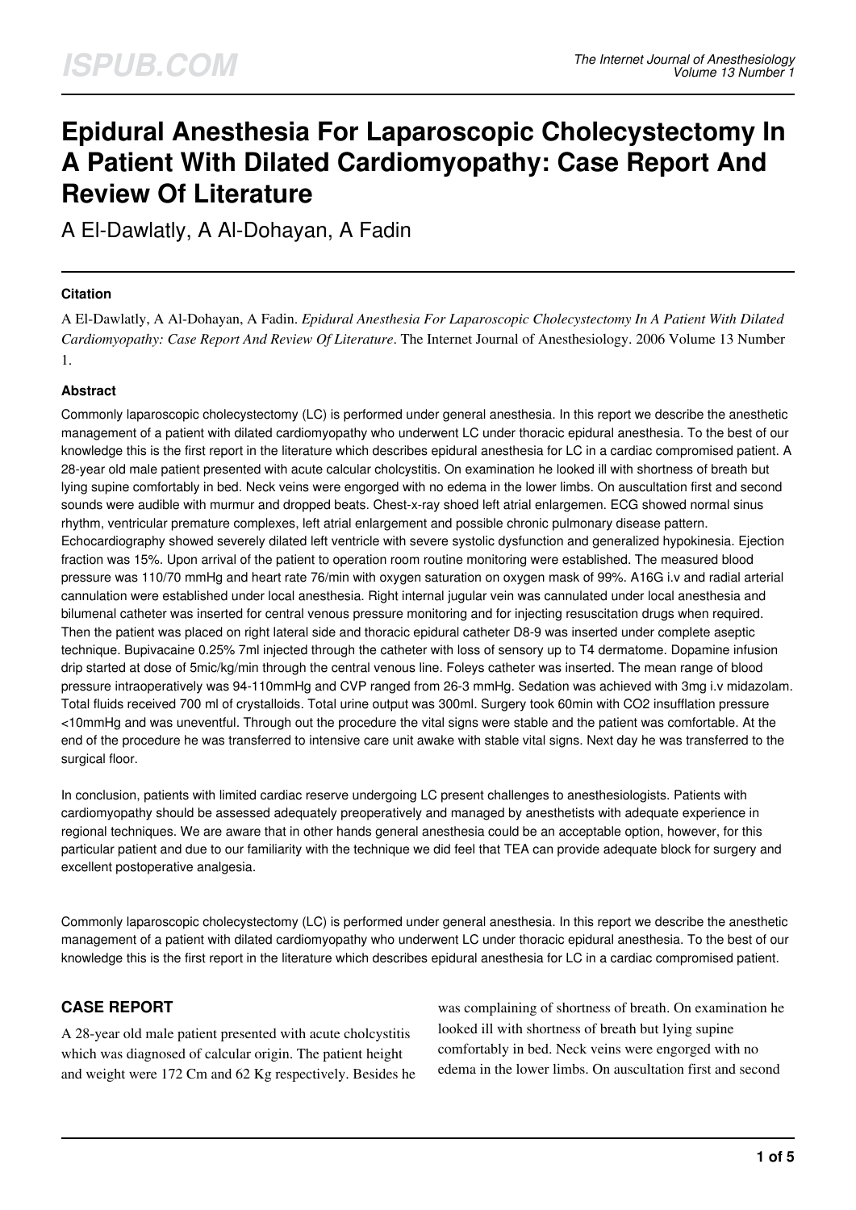# Epidural Anesthesia For Laparoscopic Cholecystectomy In A Patient With Dilated Cardiomyopathy: Case Report And Review Of Literature

A El-Dawlatly, A Al-Dohayan, A Fadin

### Citation

A El-Dawlatly, A Al-Dohayan, A Fadin. *Epidural Anesthesia For Laparoscopic Cholecystectomy In A Patient With Dilated Cardiomyopathy: Case Report And Review Of Literature*. The Internet Journal of Anesthesiology. 2006 Volume 13 Number 1.

### Abstract

Commonly laparoscopic cholecystectomy (LC) is performed under general anesthesia. In this report we describe the anesthetic management of a patient with dilated cardiomyopathy who underwent LC under thoracic epidural anesthesia. To the best of our knowledge this is the first report in the literature which describes epidural anesthesia for LC in a cardiac compromised patient. A 28-year old male patient presented with acute calcular cholcystitis. On examination he looked ill with shortness of breath but lying supine comfortably in bed. Neck veins were engorged with no edema in the lower limbs. On auscultation first and second sounds were audible with murmur and dropped beats. Chest-x-ray shoed left atrial enlargemen. ECG showed normal sinus rhythm, ventricular premature complexes, left atrial enlargement and possible chronic pulmonary disease pattern. Echocardiography showed severely dilated left ventricle with severe systolic dysfunction and generalized hypokinesia. Ejection fraction was 15%. Upon arrival of the patient to operation room routine monitoring were established. The measured blood pressure was 110/70 mmHg and heart rate 76/min with oxygen saturation on oxygen mask of 99%. A16G i.v and radial arterial cannulation were established under local anesthesia. Right internal jugular vein was cannulated under local anesthesia and bilumenal catheter was inserted for central venous pressure monitoring and for injecting resuscitation drugs when required. Then the patient was placed on right lateral side and thoracic epidural catheter D8-9 was inserted under complete aseptic technique. Bupivacaine 0.25% 7ml injected through the catheter with loss of sensory up to T4 dermatome. Dopamine infusion drip started at dose of 5mic/kg/min through the central venous line. Foleys catheter was inserted. The mean range of blood pressure intraoperatively was 94-110mmHg and CVP ranged from 26-3 mmHg. Sedation was achieved with 3mg i.v midazolam. Total fluids received 700 ml of crystalloids. Total urine output was 300ml. Surgery took 60min with $CO_2$ insufflation pressure <10mmHg and was uneventful. Through out the procedure the vital signs were stable and the patient was comfortable. At the end of the procedure he was transferred to intensive care unit awake with stable vital signs. Next day he was transferred to the surgical floor.

In conclusion, patients with limited cardiac reserve undergoing LC present challenges to anesthesiologists. Patients with cardiomyopathy should be assessed adequately preoperatively and managed by anesthetists with adequate experience in regional techniques. We are aware that in other hands general anesthesia could be an acceptable option, however, for this particular patient and due to our familiarity with the technique we did feel that TEA can provide adequate block for surgery and excellent postoperative analgesia.

Commonly laparoscopic cholecystectomy (LC) is performed under general anesthesia. In this report we describe the anesthetic management of a patient with dilated cardiomyopathy who underwent LC under thoracic epidural anesthesia. To the best of our knowledge this is the first report in the literature which describes epidural anesthesia for LC in a cardiac compromised patient.

## CASE REPORT

A 28-year old male patient presented with acute cholcystitis which was diagnosed of calcular origin. The patient height and weight were 172 Cm and 62 Kg respectively. Besides he was complaining of shortness of breath. On examination he looked ill with shortness of breath but lying supine comfortably in bed. Neck veins were engorged with no edema in the lower limbs. On auscultation first and second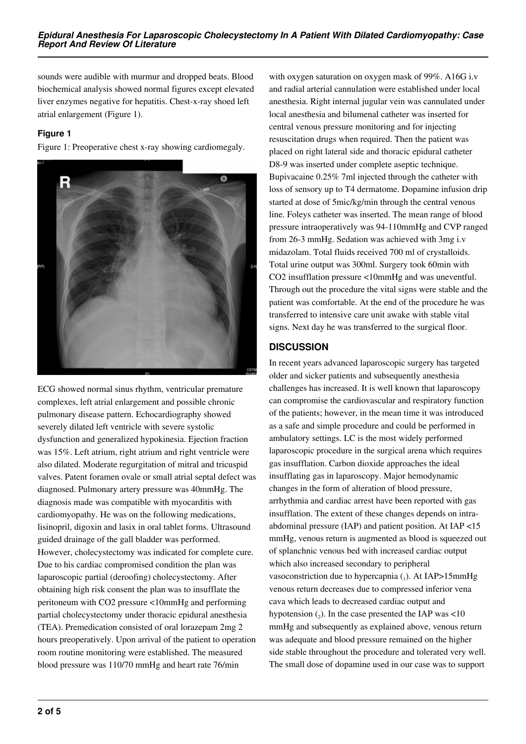sounds were audible with murmur and dropped beats. Blood biochemical analysis showed normal figures except elevated liver enzymes negative for hepatitis. Chest-x-ray shoed left atrial enlargement (Figure 1).

**Figure 1**

Figure 1: Preoperative chest x-ray showing cardiomegaly.

ECG showed normal sinus rhythm, ventricular premature complexes, left atrial enlargement and possible chronic pulmonary disease pattern. Echocardiography showed severely dilated left ventricle with severe systolic dysfunction and generalized hypokinesia. Ejection fraction was 15%. Left atrium, right atrium and right ventricle were also dilated. Moderate regurgitation of mitral and tricuspid valves. Patent foramen ovale or small atrial septal defect was diagnosed. Pulmonary artery pressure was 40mmHg. The diagnosis made was compatible with myocarditis with cardiomyopathy. He was on the following medications, lisinopril, digoxin and lasix in oral tablet forms. Ultrasound guided drainage of the gall bladder was performed. However, cholecystectomy was indicated for complete cure. Due to his cardiac compromised condition the plan was laparoscopic partial (deroofing) cholecystectomy. After obtaining high risk consent the plan was to insufflate the peritoneum with $CO_2$ pressure <10mmHg and performing partial cholecystectomy under thoracic epidural anesthesia (TEA). Premedication consisted of oral lorazepam 2mg 2 hours preoperatively. Upon arrival of the patient to operation room routine monitoring were established. The measured blood pressure was 110/70 mmHg and heart rate 76/min with oxygen saturation on oxygen mask of 99%. A16G i.v and radial arterial cannulation were established under local anesthesia. Right internal jugular vein was cannulated under local anesthesia and bilumenal catheter was inserted for central venous pressure monitoring and for injecting resuscitation drugs when required. Then the patient was placed on right lateral side and thoracic epidural catheter D8-9 was inserted under complete aseptic technique. Bupivacaine 0.25% 7ml injected through the catheter with loss of sensory up to T4 dermatome. Dopamine infusion drip started at dose of 5mic/kg/min through the central venous line. Foleys catheter was inserted. The mean range of blood pressure intraoperatively was 94-110mmHg and CVP ranged from 26-3 mmHg. Sedation was achieved with 3mg i.v midazolam. Total fluids received 700 ml of crystalloids. Total urine output was 300ml. Surgery took 60min with $CO_2$ insufflation pressure <10mmHg and was uneventful. Through out the procedure the vital signs were stable and the patient was comfortable. At the end of the procedure he was transferred to intensive care unit awake with stable vital signs. Next day he was transferred to the surgical floor.

## DISCUSSION

In recent years advanced laparoscopic surgery has targeted older and sicker patients and subsequently anesthesia challenges has increased. It is well known that laparoscopy can compromise the cardiovascular and respiratory function of the patients; however, in the mean time it was introduced as a safe and simple procedure and could be performed in ambulatory settings. LC is the most widely performed laparoscopic procedure in the surgical arena which requires gas insufflation. Carbon dioxide approaches the ideal insufflating gas in laparoscopy. Major hemodynamic changes in the form of alteration of blood pressure, arrhythmia and cardiac arrest have been reported with gas insufflation. The extent of these changes depends on intra-abdominal pressure (IAP) and patient position. At IAP <15 mmHg, venous return is augmented as blood is squeezed out of splanchnic venous bed with increased cardiac output which also increased secondary to peripheral vasoconstriction due to hypercapnia ([1]). At IAP>15mmHg venous return decreases due to compressed inferior vena cava which leads to decreased cardiac output and hypotension ([2]). In the case presented the IAP was <10 mmHg and subsequently as explained above, venous return was adequate and blood pressure remained on the higher side stable throughout the procedure and tolerated very well. The small dose of dopamine used in our case was to support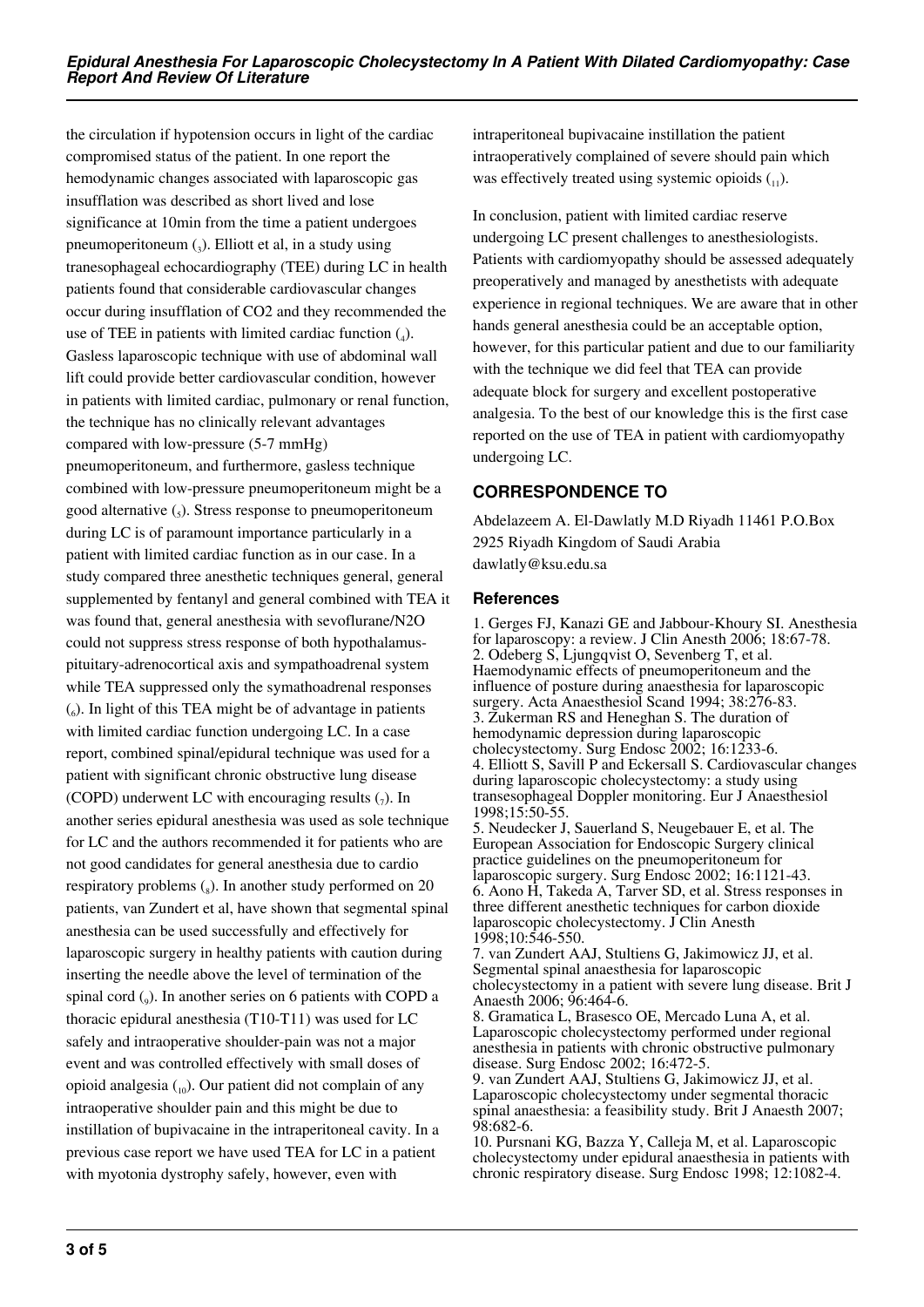the circulation if hypotension occurs in light of the cardiac compromised status of the patient. In one report the hemodynamic changes associated with laparoscopic gas insufflation was described as short lived and lose significance at 10min from the time a patient undergoes pneumoperitoneum [3]. Elliott et al, in a study using tranesophageal echocardiography (TEE) during LC in health patients found that considerable cardiovascular changes occur during insufflation of CO2 and they recommended the use of TEE in patients with limited cardiac function [4]. Gasless laparoscopic technique with use of abdominal wall lift could provide better cardiovascular condition, however in patients with limited cardiac, pulmonary or renal function, the technique has no clinically relevant advantages compared with low-pressure (5-7 mmHg) pneumoperitoneum, and furthermore, gasless technique combined with low-pressure pneumoperitoneum might be a good alternative [5]. Stress response to pneumoperitoneum during LC is of paramount importance particularly in a patient with limited cardiac function as in our case. In a study compared three anesthetic techniques general, general supplemented by fentanyl and general combined with TEA it was found that, general anesthesia with sevoflurane/N2O could not suppress stress response of both hypothalamus-pituitary-adrenocortical axis and sympathoadrenal system while TEA suppressed only the symathoadrenal responses [6]. In light of this TEA might be of advantage in patients with limited cardiac function undergoing LC. In a case report, combined spinal/epidural technique was used for a patient with significant chronic obstructive lung disease (COPD) underwent LC with encouraging results [7]. In another series epidural anesthesia was used as sole technique for LC and the authors recommended it for patients who are not good candidates for general anesthesia due to cardio respiratory problems [8]. In another study performed on 20 patients, van Zundert et al, have shown that segmental spinal anesthesia can be used successfully and effectively for laparoscopic surgery in healthy patients with caution during inserting the needle above the level of termination of the spinal cord [9]. In another series on 6 patients with COPD a thoracic epidural anesthesia (T10-T11) was used for LC safely and intraoperative shoulder-pain was not a major event and was controlled effectively with small doses of opioid analgesia [10]. Our patient did not complain of any intraoperative shoulder pain and this might be due to instillation of bupivacaine in the intraperitoneal cavity. In a previous case report we have used TEA for LC in a patient with myotonia dystrophy safely, however, even with intraperitoneal bupivacaine instillation the patient intraoperatively complained of severe should pain which was effectively treated using systemic opioids [11].

In conclusion, patient with limited cardiac reserve undergoing LC present challenges to anesthesiologists. Patients with cardiomyopathy should be assessed adequately preoperatively and managed by anesthetists with adequate experience in regional techniques. We are aware that in other hands general anesthesia could be an acceptable option, however, for this particular patient and due to our familiarity with the technique we did feel that TEA can provide adequate block for surgery and excellent postoperative analgesia. To the best of our knowledge this is the first case reported on the use of TEA in patient with cardiomyopathy undergoing LC.

## CORRESPONDENCE TO

Abdelazeem A. El-Dawlatly M.D Riyadh 11461 P.O.Box 2925 Riyadh Kingdom of Saudi Arabia dawlatly@ksu.edu.sa

### References

1. Gerges FJ, Kanazi GE and Jabbour-Khoury SI. Anesthesia for laparoscopy: a review. J Clin Anesth 2006; 18:67-78.
2. Odeberg S, Ljungqvist O, Sevenberg T, et al. Haemodynamic effects of pneumoperitoneum and the influence of posture during anaesthesia for laparoscopic surgery. Acta Anaesthesiol Scand 1994; 38:276-83.
3. Zukerman RS and Heneghan S. The duration of hemodynamic depression during laparoscopic cholecystectomy. Surg Endosc 2002; 16:1233-6.
4. Elliott S, Savill P and Eckersall S. Cardiovascular changes during laparoscopic cholecystectomy: a study using transesophageal Doppler monitoring. Eur J Anaesthesiol 1998;15:50-55.
5. Neudecker J, Sauerland S, Neugebauer E, et al. The European Association for Endoscopic Surgery clinical practice guidelines on the pneumoperitoneum for laparoscopic surgery. Surg Endosc 2002; 16:1121-43.
6. Aono H, Takeda A, Tarver SD, et al. Stress responses in three different anesthetic techniques for carbon dioxide laparoscopic cholecystectomy. J Clin Anesth 1998;10:546-550.
7. van Zundert AAJ, Stultiens G, Jakimowicz JJ, et al. Segmental spinal anaesthesia for laparoscopic cholecystectomy in a patient with severe lung disease. Brit J Anaesth 2006; 96:464-6.
8. Gramatica L, Brasesco OE, Mercado Luna A, et al. Laparoscopic cholecystectomy performed under regional anesthesia in patients with chronic obstructive pulmonary disease. Surg Endosc 2002; 16:472-5.
9. van Zundert AAJ, Stultiens G, Jakimowicz JJ, et al. Laparoscopic cholecystectomy under segmental thoracic spinal anaesthesia: a feasibility study. Brit J Anaesth 2007; 98:682-6.
10. Pursnani KG, Bazza Y, Calleja M, et al. Laparoscopic cholecystectomy under epidural anaesthesia in patients with chronic respiratory disease. Surg Endosc 1998; 12:1082-4.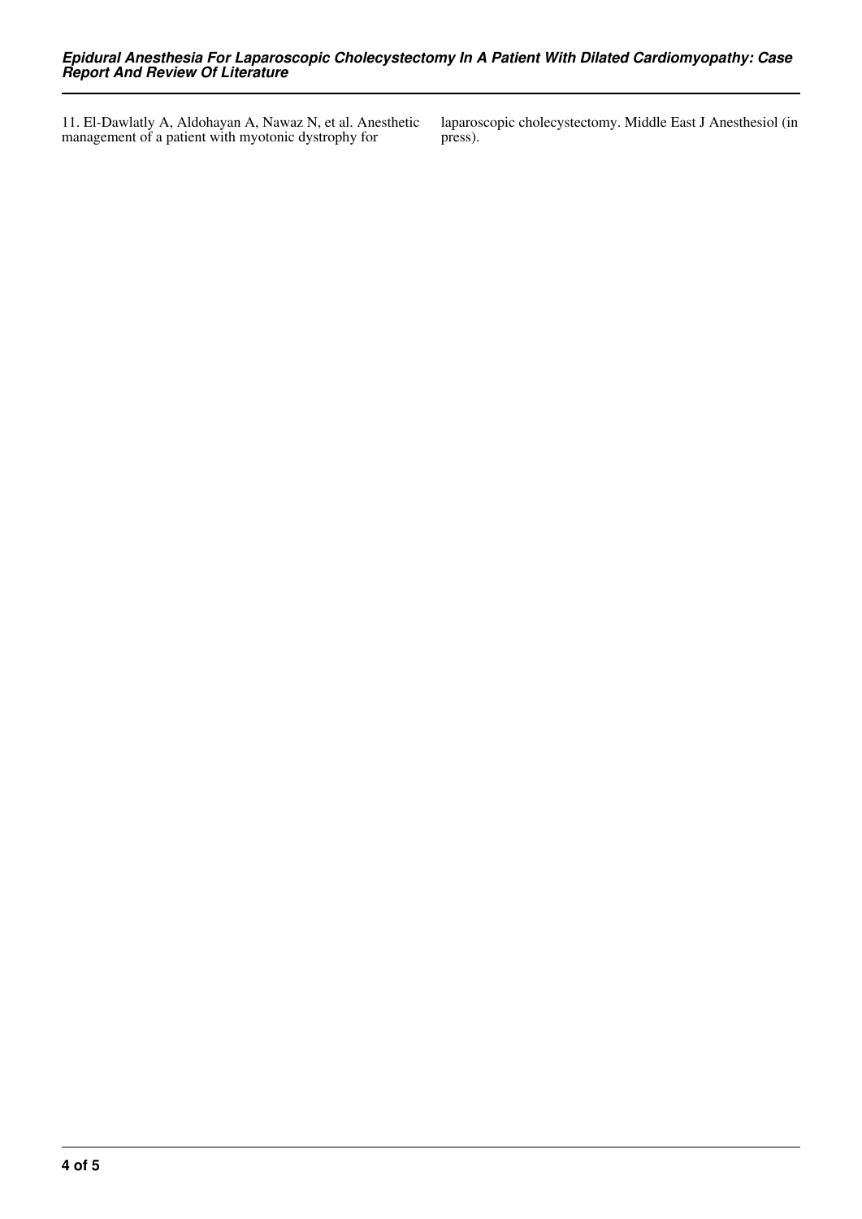11. El-Dawlatly A, Aldohayan A, Nawaz N, et al. Anesthetic management of a patient with myotonic dystrophy for laparoscopic cholecystectomy. Middle East J Anesthesiol (in press).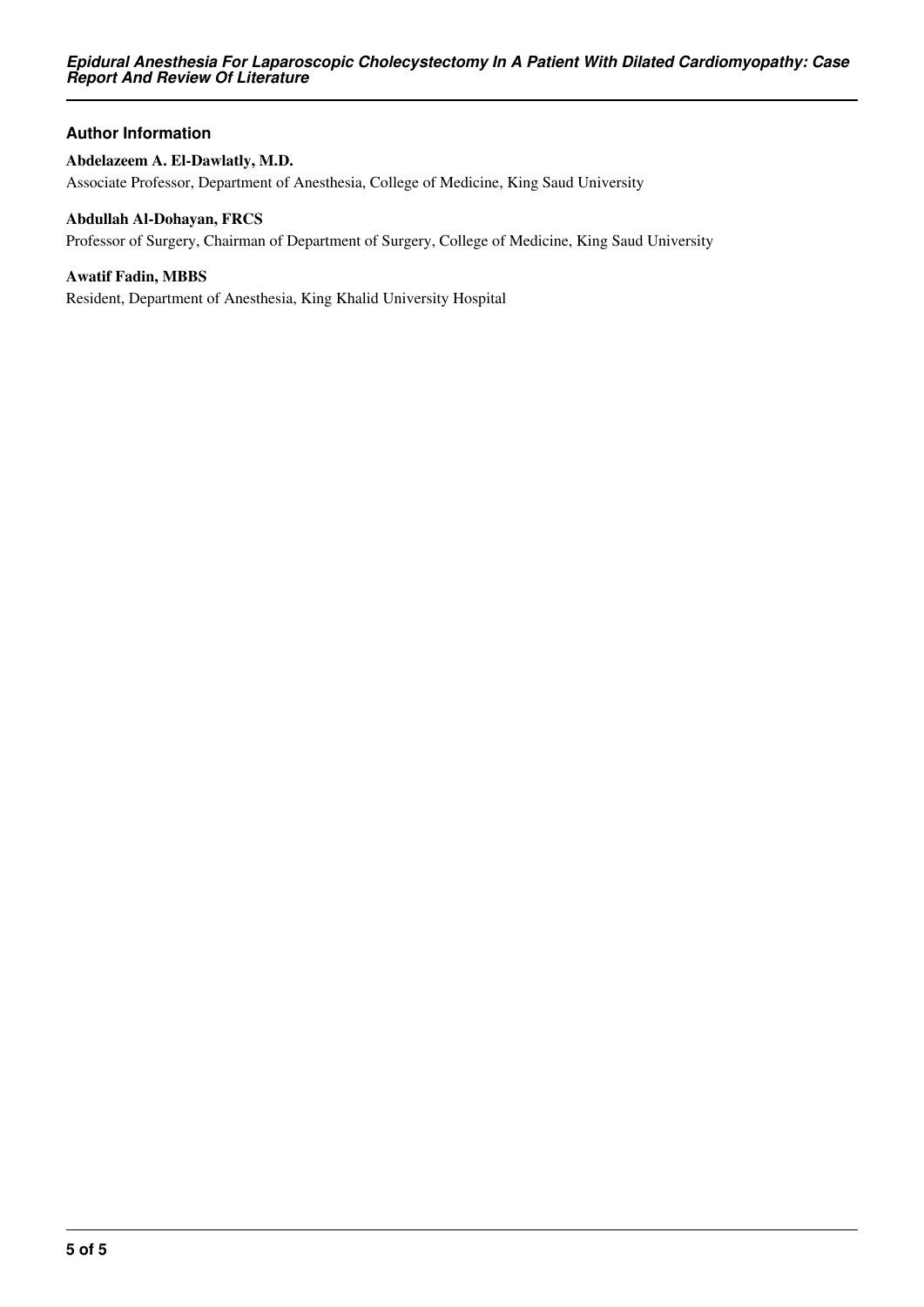## Author Information

**Abdelazeem A. El-Dawlatly, M.D.**
Associate Professor, Department of Anesthesia, College of Medicine, King Saud University

**Abdullah Al-Dohayan, FRCS**
Professor of Surgery, Chairman of Department of Surgery, College of Medicine, King Saud University

**Awatif Fadin, MBBS**
Resident, Department of Anesthesia, King Khalid University Hospital